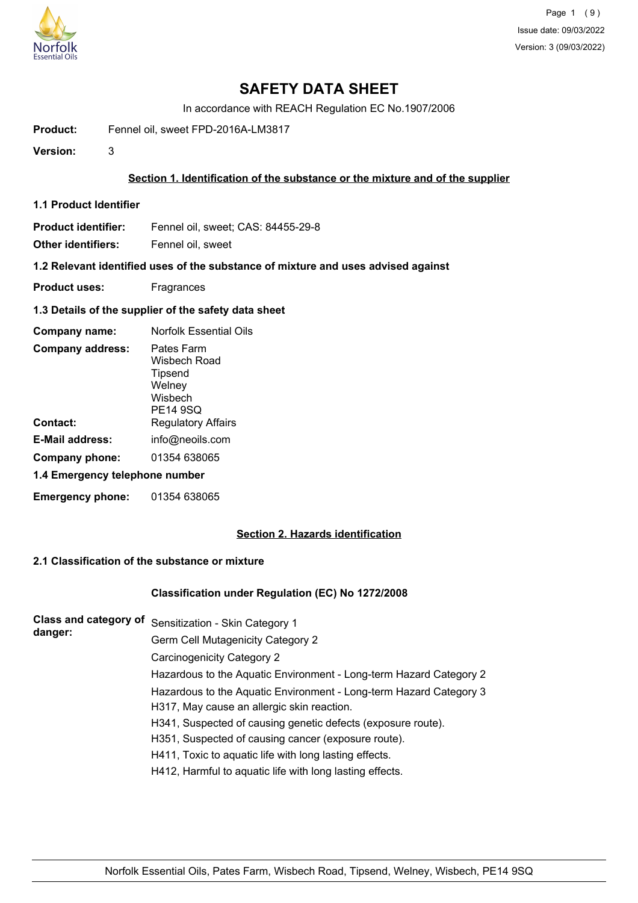# SAFETY DATA SHEET

In accordance with REACH Regulation EC No.1907/2006

**Product:** Fennel oil, sweet FPD-2016A-LM3817

**Version:** 3

## Section 1. Identification of the substance or the mixture and of the supplier

### 1.1 Product Identifier

**Product identifier:** Fennel oil, sweet; CAS: 84455-29-8

**Other identifiers:** Fennel oil, sweet

### 1.2 Relevant identified uses of the substance of mixture and uses advised against

**Product uses:** Fragrances

### 1.3 Details of the supplier of the safety data sheet

**Company name:** Norfolk Essential Oils

**Company address:** Pates Farm
Wisbech Road
Tipsend
Welney
Wisbech
PE14 9SQ

**Contact:** Regulatory Affairs

**E-Mail address:** info@neoils.com

**Company phone:** 01354 638065

### 1.4 Emergency telephone number

**Emergency phone:** 01354 638065

## Section 2. Hazards identification

### 2.1 Classification of the substance or mixture

**Classification under Regulation (EC) No 1272/2008**

**Class and category of danger:**

Sensitization - Skin Category 1
Germ Cell Mutagenicity Category 2
Carcinogenicity Category 2
Hazardous to the Aquatic Environment - Long-term Hazard Category 2
Hazardous to the Aquatic Environment - Long-term Hazard Category 3
H317, May cause an allergic skin reaction.
H341, Suspected of causing genetic defects (exposure route).
H351, Suspected of causing cancer (exposure route).
H411, Toxic to aquatic life with long lasting effects.
H412, Harmful to aquatic life with long lasting effects.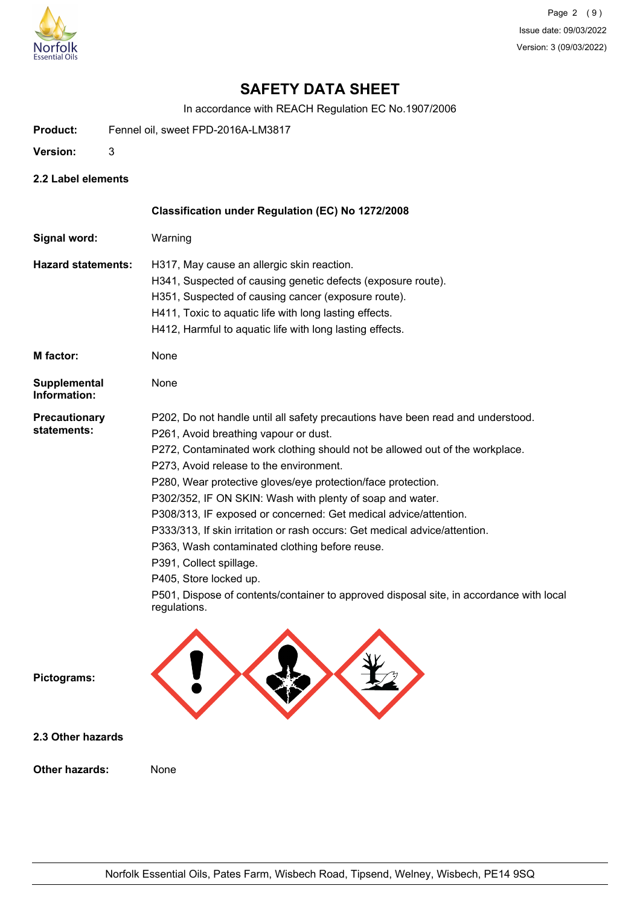# SAFETY DATA SHEET

In accordance with REACH Regulation EC No.1907/2006

**Product:** Fennel oil, sweet FPD-2016A-LM3817

**Version:** 3

## 2.2 Label elements

**Classification under Regulation (EC) No 1272/2008**

**Signal word:** Warning

**Hazard statements:**
H317, May cause an allergic skin reaction.
H341, Suspected of causing genetic defects (exposure route).
H351, Suspected of causing cancer (exposure route).
H411, Toxic to aquatic life with long lasting effects.
H412, Harmful to aquatic life with long lasting effects.

**M factor:** None

**Supplemental Information:** None

**Precautionary statements:**
P202, Do not handle until all safety precautions have been read and understood.
P261, Avoid breathing vapour or dust.
P272, Contaminated work clothing should not be allowed out of the workplace.
P273, Avoid release to the environment.
P280, Wear protective gloves/eye protection/face protection.
P302/352, IF ON SKIN: Wash with plenty of soap and water.
P308/313, IF exposed or concerned: Get medical advice/attention.
P333/313, If skin irritation or rash occurs: Get medical advice/attention.
P363, Wash contaminated clothing before reuse.
P391, Collect spillage.
P405, Store locked up.
P501, Dispose of contents/container to approved disposal site, in accordance with local regulations.

**Pictograms:**

## 2.3 Other hazards

**Other hazards:** None

Norfolk Essential Oils, Pates Farm, Wisbech Road, Tipsend, Welney, Wisbech, PE14 9SQ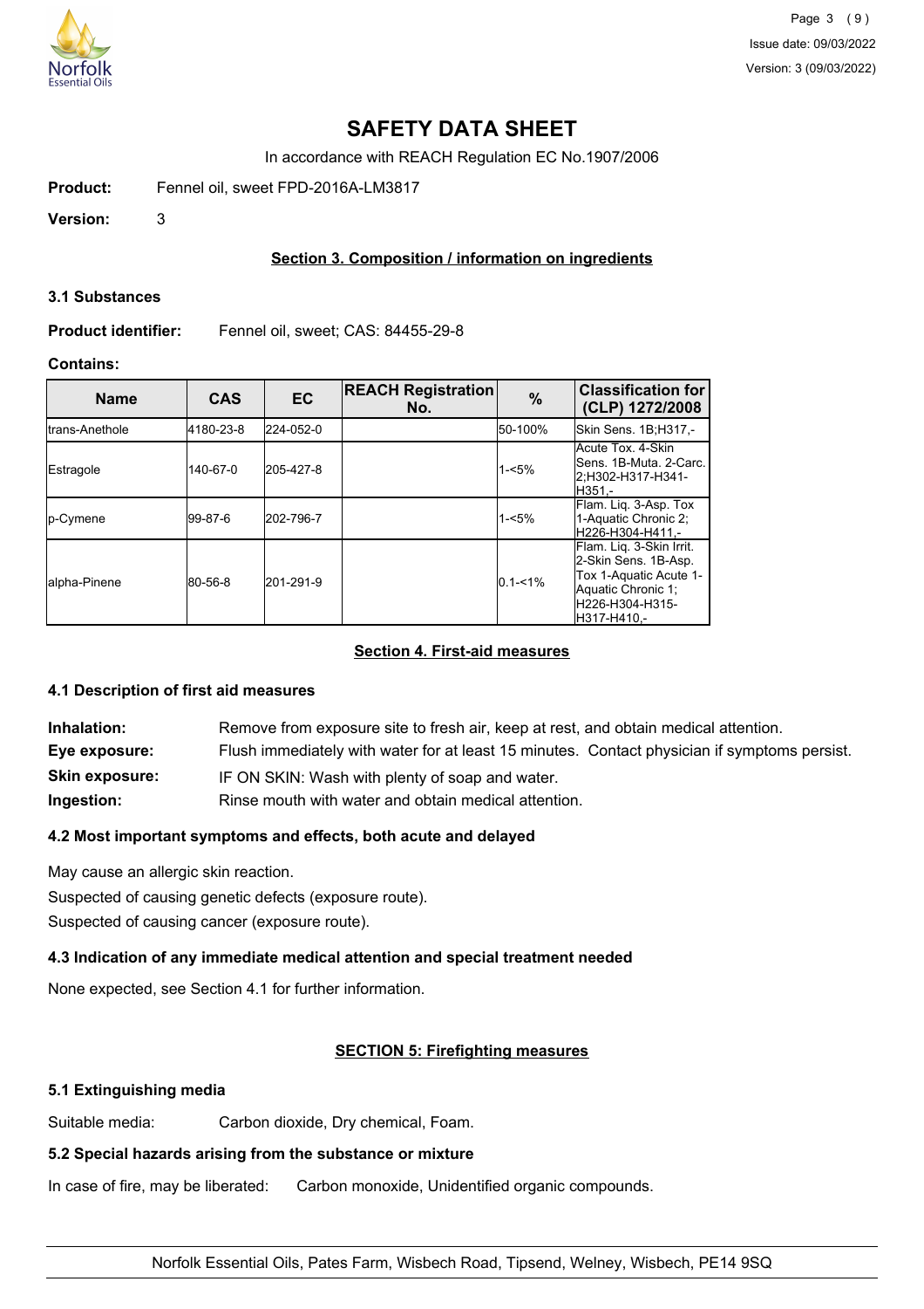# SAFETY DATA SHEET

In accordance with REACH Regulation EC No.1907/2006

**Product:** Fennel oil, sweet FPD-2016A-LM3817

**Version:** 3

## Section 3. Composition / information on ingredients

### 3.1 Substances

**Product identifier:** Fennel oil, sweet; CAS: 84455-29-8

**Contains:**

| Name | CAS | EC | REACH Registration No. | % | Classification for (CLP) 1272/2008 |
|---|---|---|---|---|---|
| trans-Anethole | 4180-23-8 | 224-052-0 | | 50-100% | Skin Sens. 1B;H317,- |
| Estragole | 140-67-0 | 205-427-8 | | 1-<5% | Acute Tox. 4-Skin Sens. 1B-Muta. 2-Carc. 2;H302-H317-H341-H351,- |
| p-Cymene | 99-87-6 | 202-796-7 | | 1-<5% | Flam. Liq. 3-Asp. Tox 1-Aquatic Chronic 2; H226-H304-H411,- |
| alpha-Pinene | 80-56-8 | 201-291-9 | | 0.1-<1% | Flam. Liq. 3-Skin Irrit. 2-Skin Sens. 1B-Asp. Tox 1-Aquatic Acute 1-Aquatic Chronic 1; H226-H304-H315-H317-H410,- |

## Section 4. First-aid measures

### 4.1 Description of first aid measures

**Inhalation:** Remove from exposure site to fresh air, keep at rest, and obtain medical attention.

**Eye exposure:** Flush immediately with water for at least 15 minutes. Contact physician if symptoms persist.

**Skin exposure:** IF ON SKIN: Wash with plenty of soap and water.

**Ingestion:** Rinse mouth with water and obtain medical attention.

### 4.2 Most important symptoms and effects, both acute and delayed

May cause an allergic skin reaction.

Suspected of causing genetic defects (exposure route).

Suspected of causing cancer (exposure route).

### 4.3 Indication of any immediate medical attention and special treatment needed

None expected, see Section 4.1 for further information.

## SECTION 5: Firefighting measures

### 5.1 Extinguishing media

Suitable media: Carbon dioxide, Dry chemical, Foam.

### 5.2 Special hazards arising from the substance or mixture

In case of fire, may be liberated: Carbon monoxide, Unidentified organic compounds.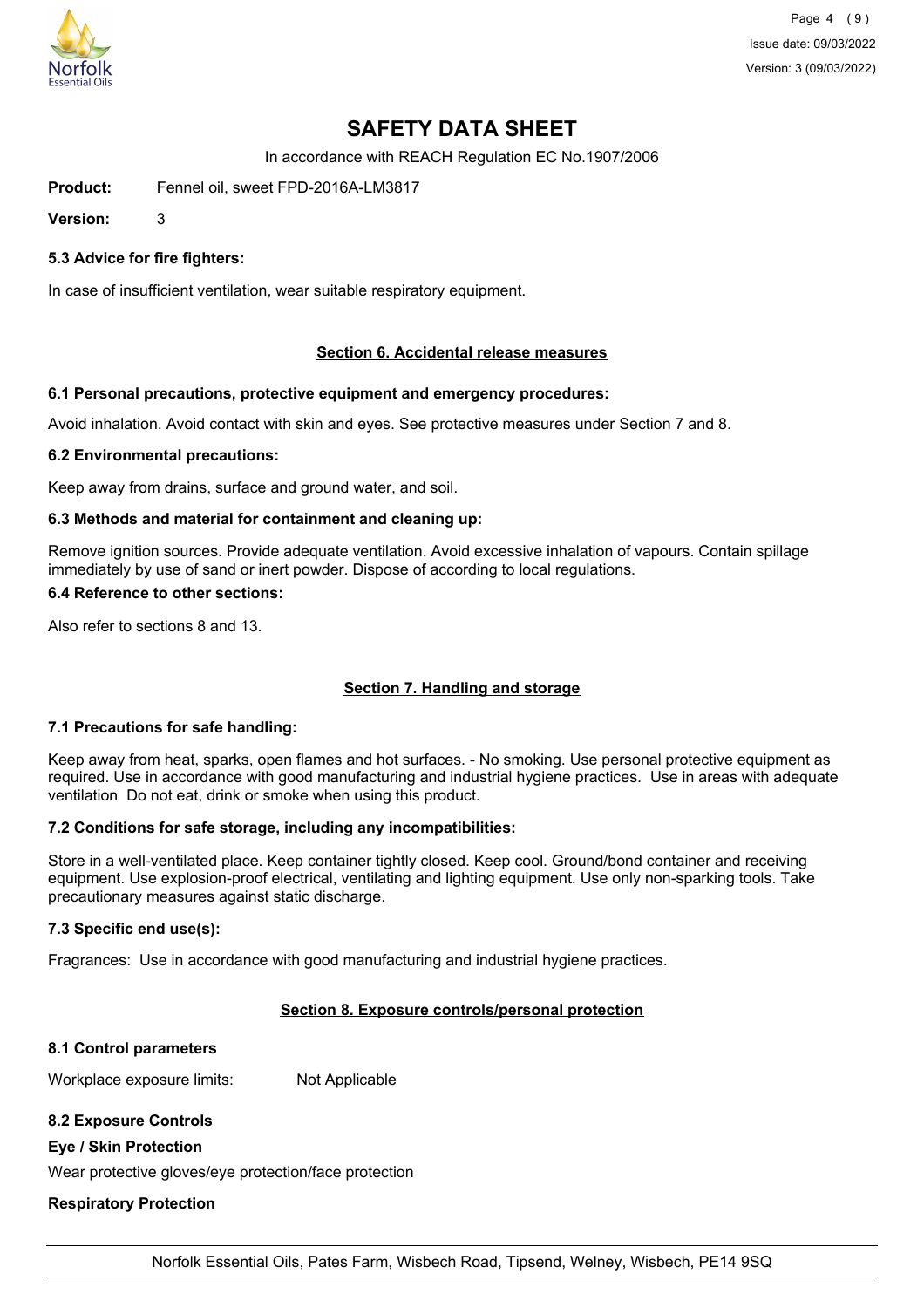# SAFETY DATA SHEET

In accordance with REACH Regulation EC No.1907/2006

**Product:** Fennel oil, sweet FPD-2016A-LM3817

**Version:** 3

### 5.3 Advice for fire fighters:

In case of insufficient ventilation, wear suitable respiratory equipment.

## Section 6. Accidental release measures

### 6.1 Personal precautions, protective equipment and emergency procedures:

Avoid inhalation. Avoid contact with skin and eyes. See protective measures under Section 7 and 8.

### 6.2 Environmental precautions:

Keep away from drains, surface and ground water, and soil.

### 6.3 Methods and material for containment and cleaning up:

Remove ignition sources. Provide adequate ventilation. Avoid excessive inhalation of vapours. Contain spillage immediately by use of sand or inert powder. Dispose of according to local regulations.

### 6.4 Reference to other sections:

Also refer to sections 8 and 13.

## Section 7. Handling and storage

### 7.1 Precautions for safe handling:

Keep away from heat, sparks, open flames and hot surfaces. - No smoking. Use personal protective equipment as required. Use in accordance with good manufacturing and industrial hygiene practices. Use in areas with adequate ventilation Do not eat, drink or smoke when using this product.

### 7.2 Conditions for safe storage, including any incompatibilities:

Store in a well-ventilated place. Keep container tightly closed. Keep cool. Ground/bond container and receiving equipment. Use explosion-proof electrical, ventilating and lighting equipment. Use only non-sparking tools. Take precautionary measures against static discharge.

### 7.3 Specific end use(s):

Fragrances: Use in accordance with good manufacturing and industrial hygiene practices.

## Section 8. Exposure controls/personal protection

### 8.1 Control parameters

Workplace exposure limits: Not Applicable

### 8.2 Exposure Controls

**Eye / Skin Protection**

Wear protective gloves/eye protection/face protection

**Respiratory Protection**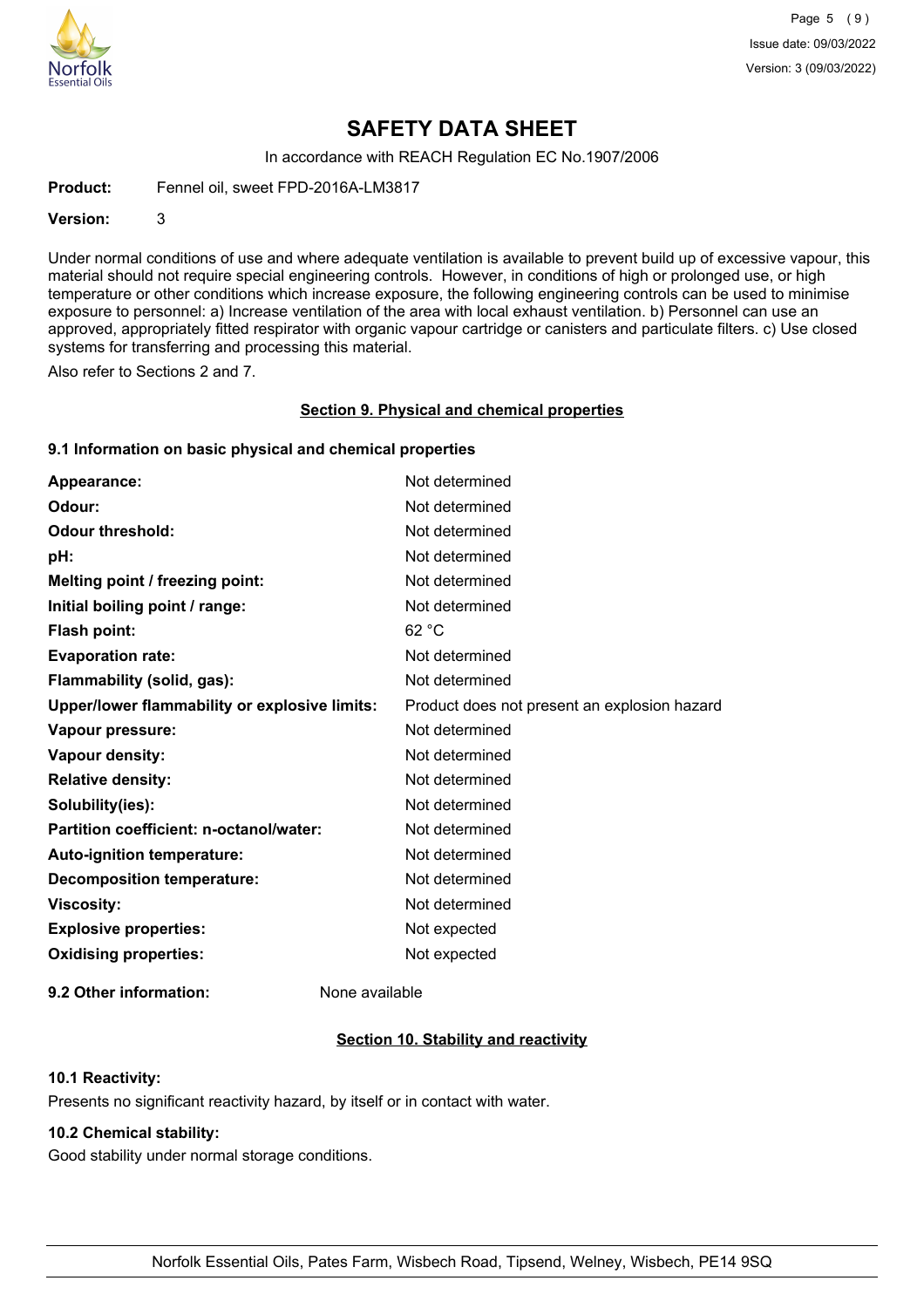# SAFETY DATA SHEET

In accordance with REACH Regulation EC No.1907/2006

**Product:** Fennel oil, sweet FPD-2016A-LM3817

**Version:** 3

Under normal conditions of use and where adequate ventilation is available to prevent build up of excessive vapour, this material should not require special engineering controls. However, in conditions of high or prolonged use, or high temperature or other conditions which increase exposure, the following engineering controls can be used to minimise exposure to personnel: a) Increase ventilation of the area with local exhaust ventilation. b) Personnel can use an approved, appropriately fitted respirator with organic vapour cartridge or canisters and particulate filters. c) Use closed systems for transferring and processing this material.

Also refer to Sections 2 and 7.

## Section 9. Physical and chemical properties

### 9.1 Information on basic physical and chemical properties

| | |
|---|---|
| **Appearance:** | Not determined |
| **Odour:** | Not determined |
| **Odour threshold:** | Not determined |
| **pH:** | Not determined |
| **Melting point / freezing point:** | Not determined |
| **Initial boiling point / range:** | Not determined |
| **Flash point:** | 62 °C |
| **Evaporation rate:** | Not determined |
| **Flammability (solid, gas):** | Not determined |
| **Upper/lower flammability or explosive limits:** | Product does not present an explosion hazard |
| **Vapour pressure:** | Not determined |
| **Vapour density:** | Not determined |
| **Relative density:** | Not determined |
| **Solubility(ies):** | Not determined |
| **Partition coefficient: n-octanol/water:** | Not determined |
| **Auto-ignition temperature:** | Not determined |
| **Decomposition temperature:** | Not determined |
| **Viscosity:** | Not determined |
| **Explosive properties:** | Not expected |
| **Oxidising properties:** | Not expected |

**9.2 Other information:** None available

## Section 10. Stability and reactivity

### 10.1 Reactivity:

Presents no significant reactivity hazard, by itself or in contact with water.

### 10.2 Chemical stability:

Good stability under normal storage conditions.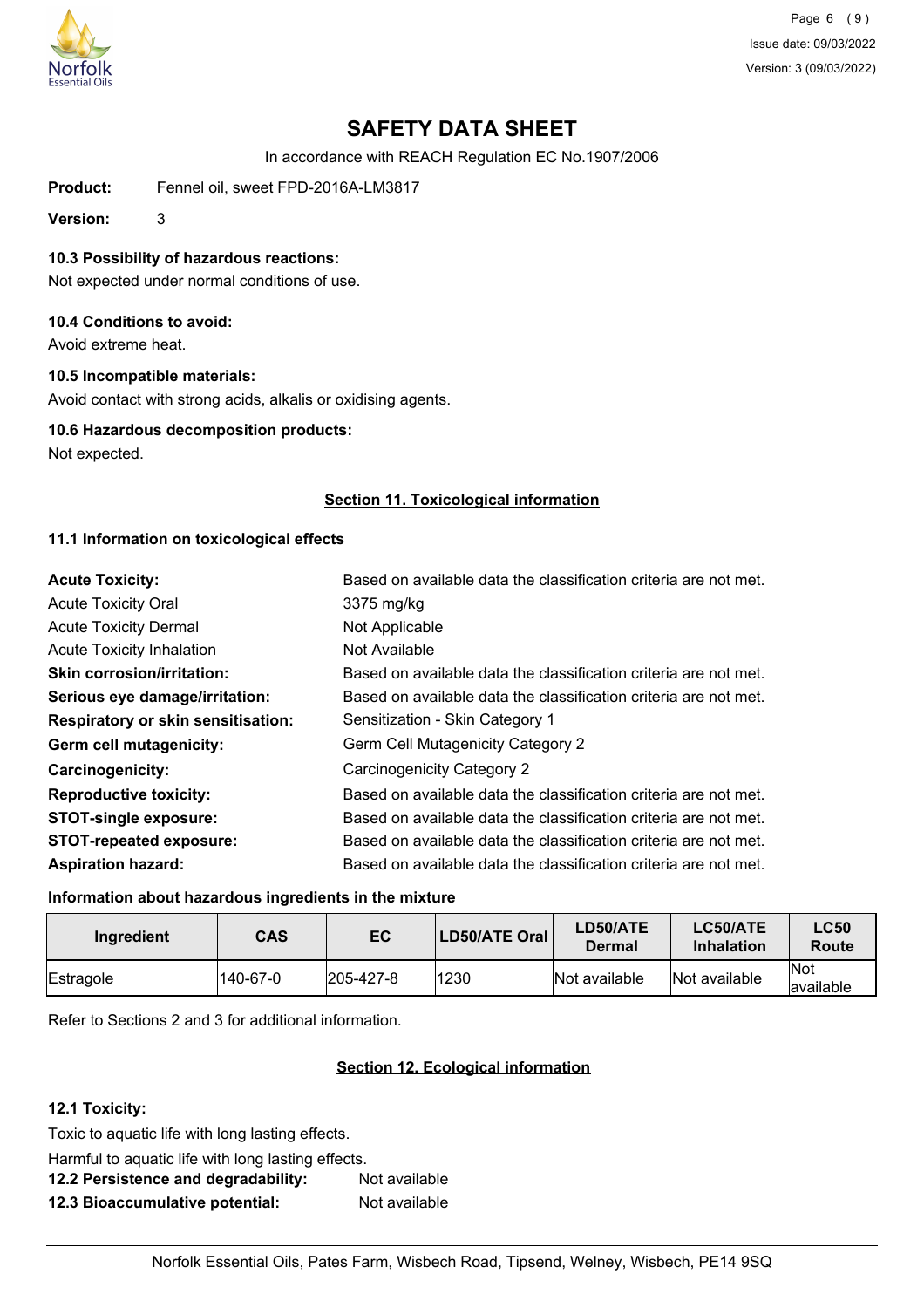# SAFETY DATA SHEET

In accordance with REACH Regulation EC No.1907/2006

**Product:** Fennel oil, sweet FPD-2016A-LM3817

**Version:** 3

### 10.3 Possibility of hazardous reactions:

Not expected under normal conditions of use.

### 10.4 Conditions to avoid:

Avoid extreme heat.

### 10.5 Incompatible materials:

Avoid contact with strong acids, alkalis or oxidising agents.

### 10.6 Hazardous decomposition products:

Not expected.

## Section 11. Toxicological information

### 11.1 Information on toxicological effects

| | |
|---|---|
| **Acute Toxicity:** | Based on available data the classification criteria are not met. |
| Acute Toxicity Oral | 3375 mg/kg |
| Acute Toxicity Dermal | Not Applicable |
| Acute Toxicity Inhalation | Not Available |
| **Skin corrosion/irritation:** | Based on available data the classification criteria are not met. |
| **Serious eye damage/irritation:** | Based on available data the classification criteria are not met. |
| **Respiratory or skin sensitisation:** | Sensitization - Skin Category 1 |
| **Germ cell mutagenicity:** | Germ Cell Mutagenicity Category 2 |
| **Carcinogenicity:** | Carcinogenicity Category 2 |
| **Reproductive toxicity:** | Based on available data the classification criteria are not met. |
| **STOT-single exposure:** | Based on available data the classification criteria are not met. |
| **STOT-repeated exposure:** | Based on available data the classification criteria are not met. |
| **Aspiration hazard:** | Based on available data the classification criteria are not met. |

**Information about hazardous ingredients in the mixture**

| Ingredient | CAS | EC | LD50/ATE Oral | LD50/ATE Dermal | LC50/ATE Inhalation | LC50 Route |
|---|---|---|---|---|---|---|
| Estragole | 140-67-0 | 205-427-8 | 1230 | Not available | Not available | Not available |

Refer to Sections 2 and 3 for additional information.

## Section 12. Ecological information

### 12.1 Toxicity:

Toxic to aquatic life with long lasting effects.

Harmful to aquatic life with long lasting effects.

**12.2 Persistence and degradability:** Not available

**12.3 Bioaccumulative potential:** Not available

Norfolk Essential Oils, Pates Farm, Wisbech Road, Tipsend, Welney, Wisbech, PE14 9SQ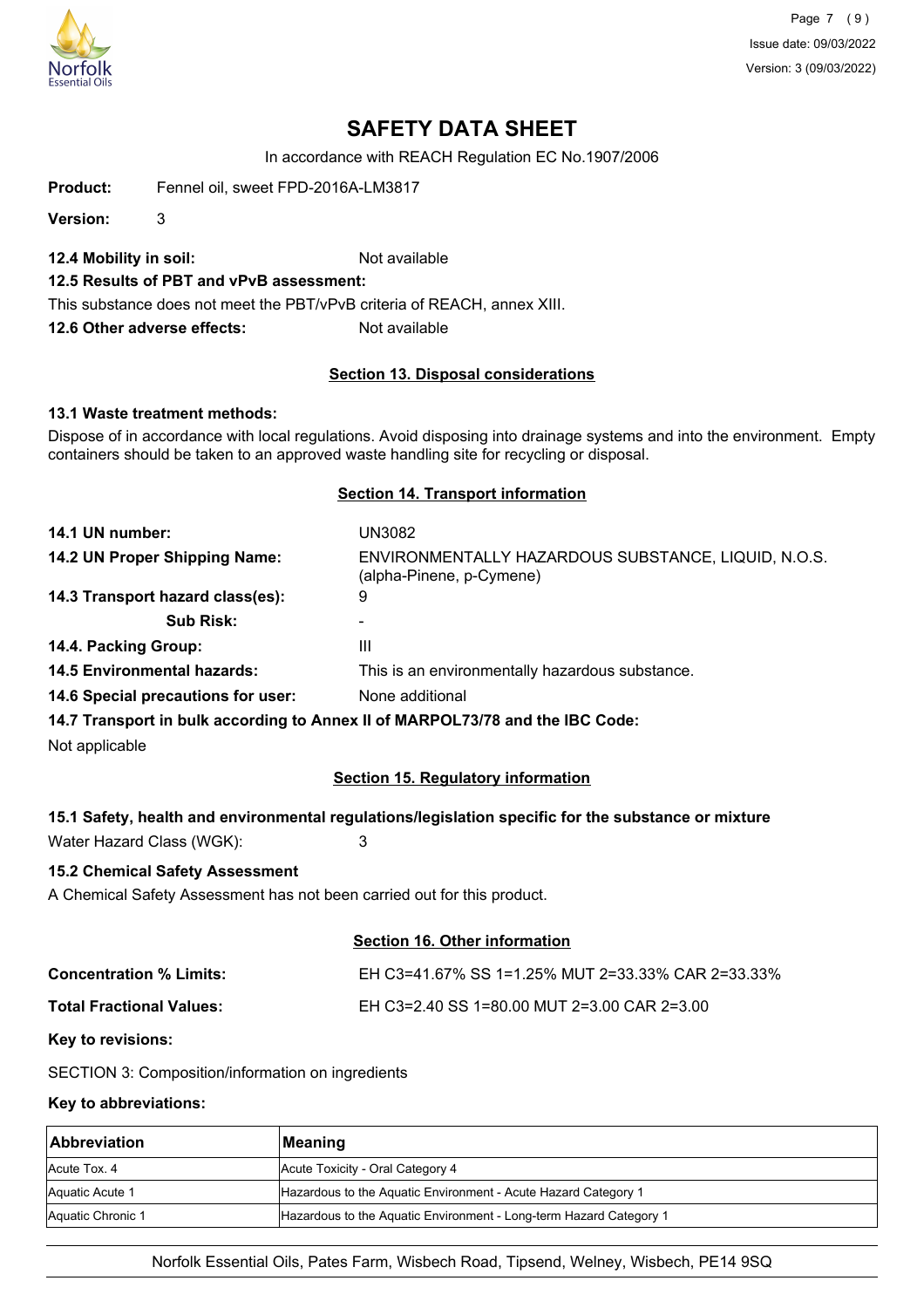# SAFETY DATA SHEET

In accordance with REACH Regulation EC No.1907/2006

**Product:** Fennel oil, sweet FPD-2016A-LM3817

**Version:** 3

**12.4 Mobility in soil:** Not available

**12.5 Results of PBT and vPvB assessment:**

This substance does not meet the PBT/vPvB criteria of REACH, annex XIII.

**12.6 Other adverse effects:** Not available

## Section 13. Disposal considerations

**13.1 Waste treatment methods:**

Dispose of in accordance with local regulations. Avoid disposing into drainage systems and into the environment. Empty containers should be taken to an approved waste handling site for recycling or disposal.

## Section 14. Transport information

**14.1 UN number:** UN3082

**14.2 UN Proper Shipping Name:** ENVIRONMENTALLY HAZARDOUS SUBSTANCE, LIQUID, N.O.S. (alpha-Pinene, p-Cymene)

**14.3 Transport hazard class(es):** 9

**Sub Risk:** -

**14.4. Packing Group:** III

**14.5 Environmental hazards:** This is an environmentally hazardous substance.

**14.6 Special precautions for user:** None additional

**14.7 Transport in bulk according to Annex II of MARPOL73/78 and the IBC Code:**

Not applicable

## Section 15. Regulatory information

**15.1 Safety, health and environmental regulations/legislation specific for the substance or mixture**

Water Hazard Class (WGK): 3

**15.2 Chemical Safety Assessment**

A Chemical Safety Assessment has not been carried out for this product.

## Section 16. Other information

**Concentration % Limits:** EH C3=41.67% SS 1=1.25% MUT 2=33.33% CAR 2=33.33%

**Total Fractional Values:** EH C3=2.40 SS 1=80.00 MUT 2=3.00 CAR 2=3.00

**Key to revisions:**

SECTION 3: Composition/information on ingredients

**Key to abbreviations:**

| Abbreviation | Meaning |
|---|---|
| Acute Tox. 4 | Acute Toxicity - Oral Category 4 |
| Aquatic Acute 1 | Hazardous to the Aquatic Environment - Acute Hazard Category 1 |
| Aquatic Chronic 1 | Hazardous to the Aquatic Environment - Long-term Hazard Category 1 |

Norfolk Essential Oils, Pates Farm, Wisbech Road, Tipsend, Welney, Wisbech, PE14 9SQ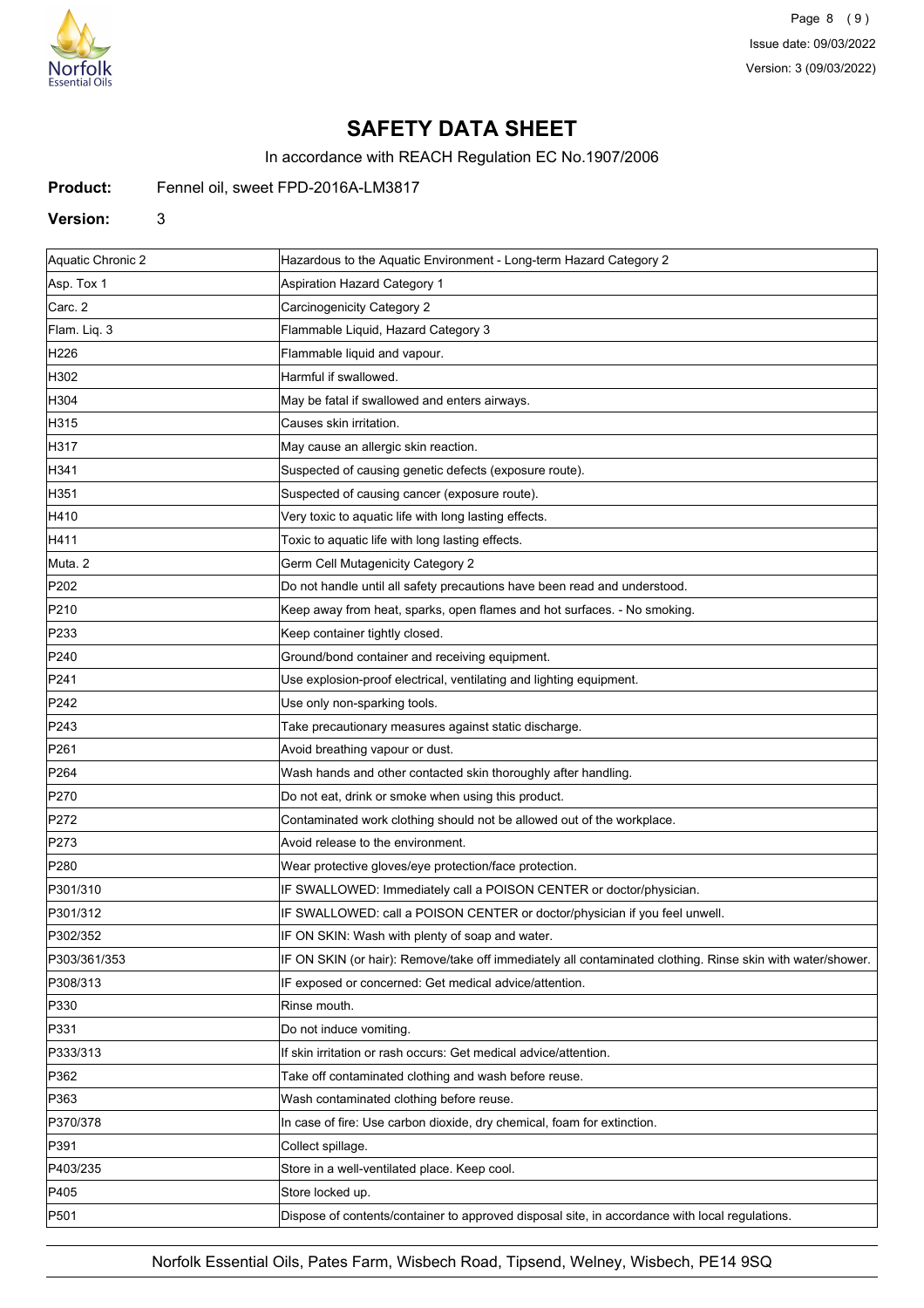# SAFETY DATA SHEET

In accordance with REACH Regulation EC No.1907/2006

**Product:** Fennel oil, sweet FPD-2016A-LM3817

**Version:** 3

| | |
|---|---|
| Aquatic Chronic 2 | Hazardous to the Aquatic Environment - Long-term Hazard Category 2 |
| Asp. Tox 1 | Aspiration Hazard Category 1 |
| Carc. 2 | Carcinogenicity Category 2 |
| Flam. Liq. 3 | Flammable Liquid, Hazard Category 3 |
| H226 | Flammable liquid and vapour. |
| H302 | Harmful if swallowed. |
| H304 | May be fatal if swallowed and enters airways. |
| H315 | Causes skin irritation. |
| H317 | May cause an allergic skin reaction. |
| H341 | Suspected of causing genetic defects (exposure route). |
| H351 | Suspected of causing cancer (exposure route). |
| H410 | Very toxic to aquatic life with long lasting effects. |
| H411 | Toxic to aquatic life with long lasting effects. |
| Muta. 2 | Germ Cell Mutagenicity Category 2 |
| P202 | Do not handle until all safety precautions have been read and understood. |
| P210 | Keep away from heat, sparks, open flames and hot surfaces. - No smoking. |
| P233 | Keep container tightly closed. |
| P240 | Ground/bond container and receiving equipment. |
| P241 | Use explosion-proof electrical, ventilating and lighting equipment. |
| P242 | Use only non-sparking tools. |
| P243 | Take precautionary measures against static discharge. |
| P261 | Avoid breathing vapour or dust. |
| P264 | Wash hands and other contacted skin thoroughly after handling. |
| P270 | Do not eat, drink or smoke when using this product. |
| P272 | Contaminated work clothing should not be allowed out of the workplace. |
| P273 | Avoid release to the environment. |
| P280 | Wear protective gloves/eye protection/face protection. |
| P301/310 | IF SWALLOWED: Immediately call a POISON CENTER or doctor/physician. |
| P301/312 | IF SWALLOWED: call a POISON CENTER or doctor/physician if you feel unwell. |
| P302/352 | IF ON SKIN: Wash with plenty of soap and water. |
| P303/361/353 | IF ON SKIN (or hair): Remove/take off immediately all contaminated clothing. Rinse skin with water/shower. |
| P308/313 | IF exposed or concerned: Get medical advice/attention. |
| P330 | Rinse mouth. |
| P331 | Do not induce vomiting. |
| P333/313 | If skin irritation or rash occurs: Get medical advice/attention. |
| P362 | Take off contaminated clothing and wash before reuse. |
| P363 | Wash contaminated clothing before reuse. |
| P370/378 | In case of fire: Use carbon dioxide, dry chemical, foam for extinction. |
| P391 | Collect spillage. |
| P403/235 | Store in a well-ventilated place. Keep cool. |
| P405 | Store locked up. |
| P501 | Dispose of contents/container to approved disposal site, in accordance with local regulations. |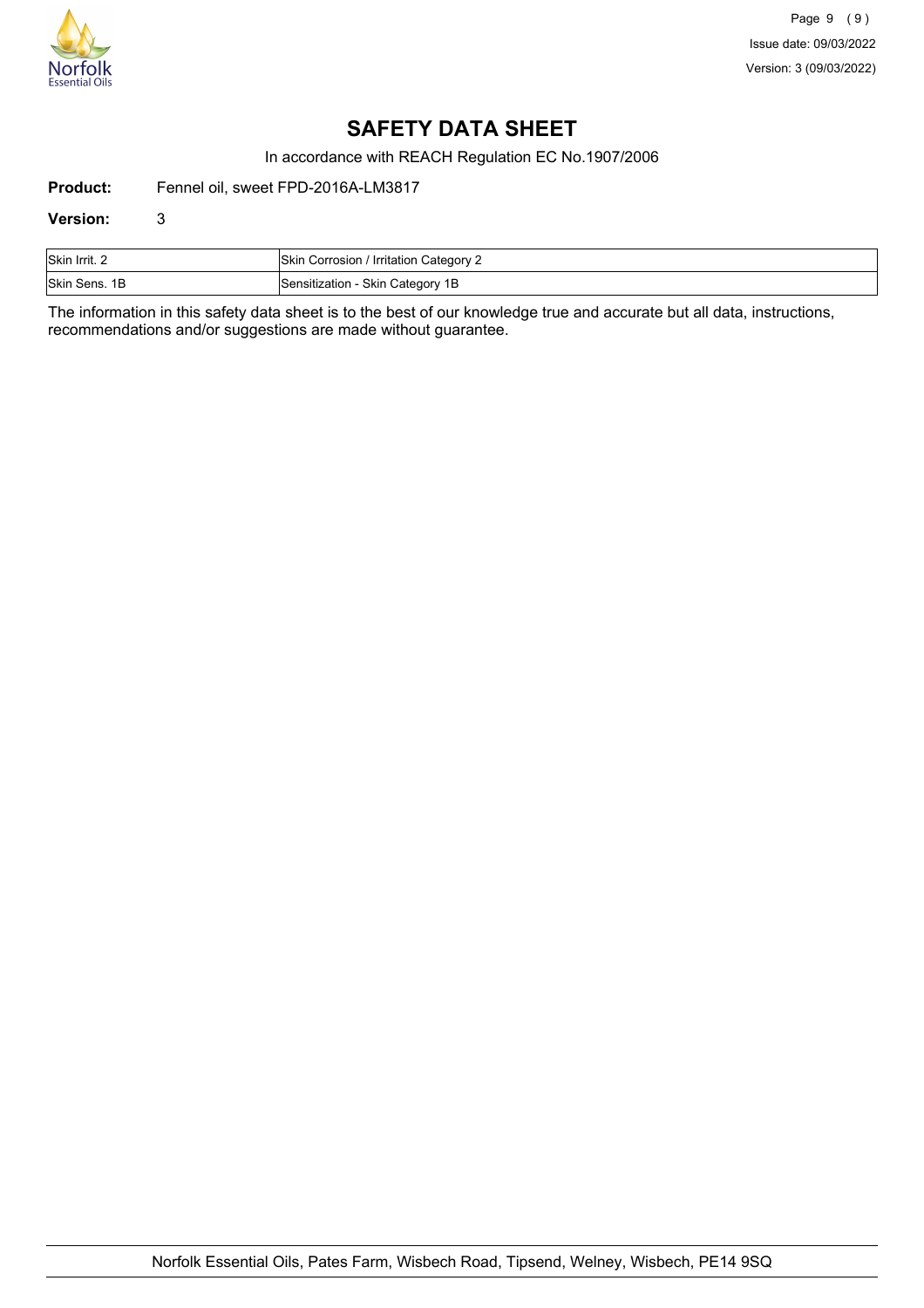# SAFETY DATA SHEET

In accordance with REACH Regulation EC No.1907/2006

**Product:** Fennel oil, sweet FPD-2016A-LM3817

**Version:** 3

| | |
|---|---|
| Skin Irrit. 2 | Skin Corrosion / Irritation Category 2 |
| Skin Sens. 1B | Sensitization - Skin Category 1B |

The information in this safety data sheet is to the best of our knowledge true and accurate but all data, instructions, recommendations and/or suggestions are made without guarantee.